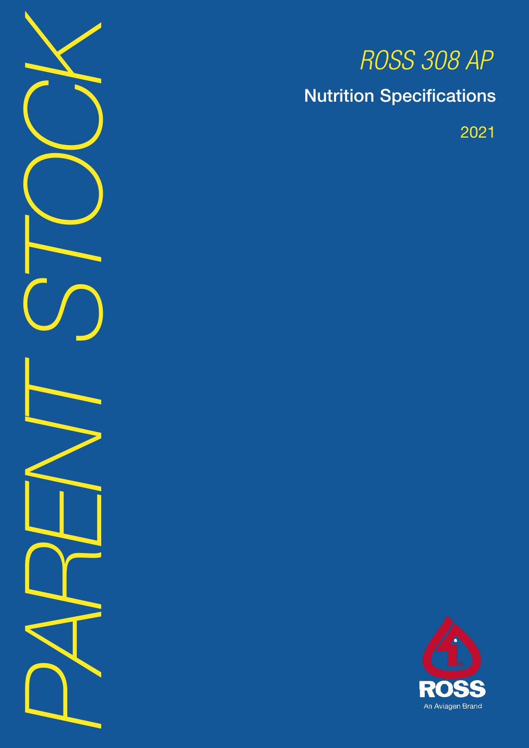# PARENT STOCK

## *ROSS 308 AP*

## Nutrition Specifications

2021

ROSS

An Aviagen Brand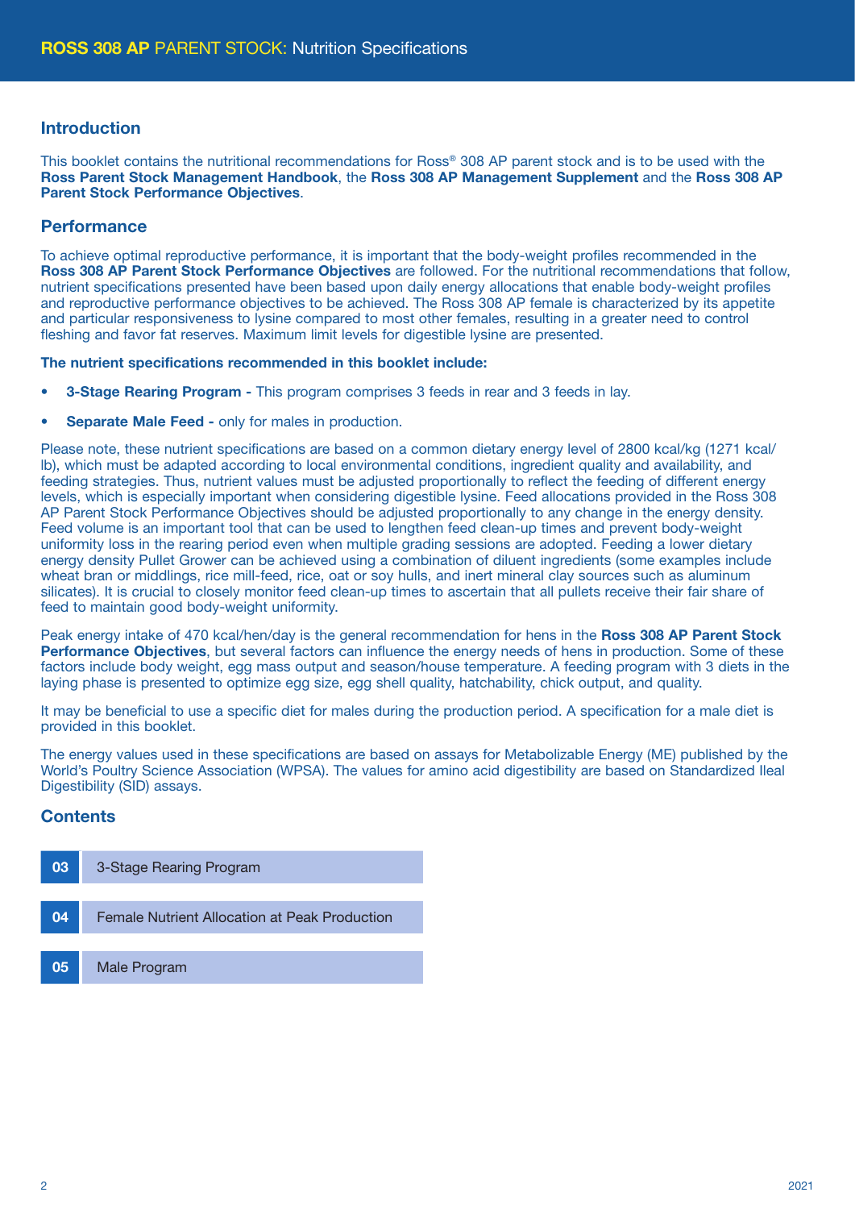# ROSS 308 AP PARENT STOCK: Nutrition Specifications

## Introduction

This booklet contains the nutritional recommendations for Ross® 308 AP parent stock and is to be used with the **Ross Parent Stock Management Handbook**, the **Ross 308 AP Management Supplement** and the **Ross 308 AP Parent Stock Performance Objectives**.

## Performance

To achieve optimal reproductive performance, it is important that the body-weight profiles recommended in the **Ross 308 AP Parent Stock Performance Objectives** are followed. For the nutritional recommendations that follow, nutrient specifications presented have been based upon daily energy allocations that enable body-weight profiles and reproductive performance objectives to be achieved. The Ross 308 AP female is characterized by its appetite and particular responsiveness to lysine compared to most other females, resulting in a greater need to control fleshing and favor fat reserves. Maximum limit levels for digestible lysine are presented.

**The nutrient specifications recommended in this booklet include:**

- **3-Stage Rearing Program -** This program comprises 3 feeds in rear and 3 feeds in lay.
- **Separate Male Feed -** only for males in production.

Please note, these nutrient specifications are based on a common dietary energy level of 2800 kcal/kg (1271 kcal/lb), which must be adapted according to local environmental conditions, ingredient quality and availability, and feeding strategies. Thus, nutrient values must be adjusted proportionally to reflect the feeding of different energy levels, which is especially important when considering digestible lysine. Feed allocations provided in the Ross 308 AP Parent Stock Performance Objectives should be adjusted proportionally to any change in the energy density. Feed volume is an important tool that can be used to lengthen feed clean-up times and prevent body-weight uniformity loss in the rearing period even when multiple grading sessions are adopted. Feeding a lower dietary energy density Pullet Grower can be achieved using a combination of diluent ingredients (some examples include wheat bran or middlings, rice mill-feed, rice, oat or soy hulls, and inert mineral clay sources such as aluminum silicates). It is crucial to closely monitor feed clean-up times to ascertain that all pullets receive their fair share of feed to maintain good body-weight uniformity.

Peak energy intake of 470 kcal/hen/day is the general recommendation for hens in the **Ross 308 AP Parent Stock Performance Objectives**, but several factors can influence the energy needs of hens in production. Some of these factors include body weight, egg mass output and season/house temperature. A feeding program with 3 diets in the laying phase is presented to optimize egg size, egg shell quality, hatchability, chick output, and quality.

It may be beneficial to use a specific diet for males during the production period. A specification for a male diet is provided in this booklet.

The energy values used in these specifications are based on assays for Metabolizable Energy (ME) published by the World's Poultry Science Association (WPSA). The values for amino acid digestibility are based on Standardized Ileal Digestibility (SID) assays.

## Contents

| | |
|---|---|
| 03 | 3-Stage Rearing Program |
| 04 | Female Nutrient Allocation at Peak Production |
| 05 | Male Program |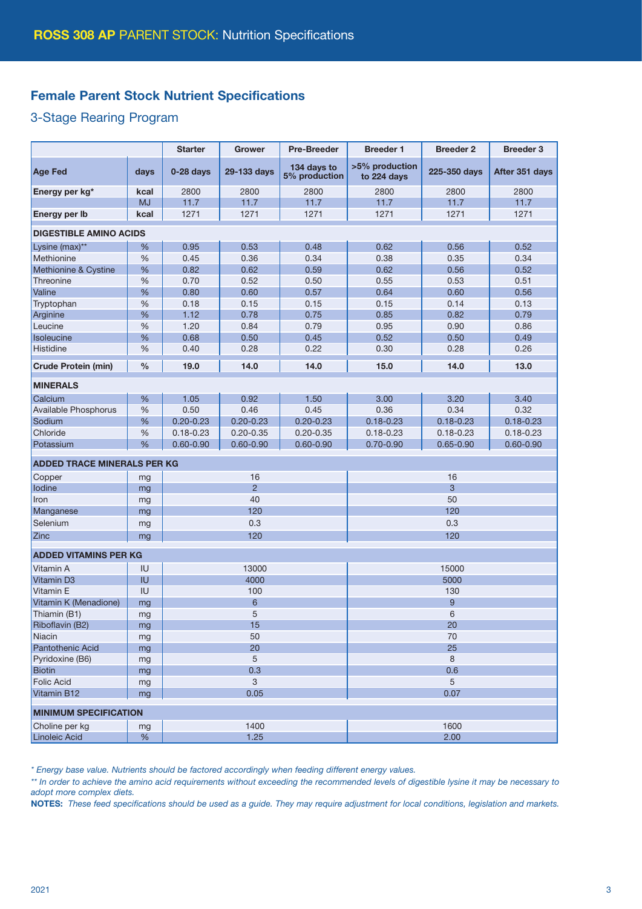## ROSS 308 AP PARENT STOCK: Nutrition Specifications

## Female Parent Stock Nutrient Specifications

### 3-Stage Rearing Program

| | | Starter | Grower | Pre-Breeder | Breeder 1 | Breeder 2 | Breeder 3 |
|---|---|---|---|---|---|---|---|
| **Age Fed** | **days** | **0-28 days** | **29-133 days** | **134 days to 5% production** | **>5% production to 224 days** | **225-350 days** | **After 351 days** |
| **Energy per kg*** | **kcal** | 2800 | 2800 | 2800 | 2800 | 2800 | 2800 |
| | MJ | 11.7 | 11.7 | 11.7 | 11.7 | 11.7 | 11.7 |
| **Energy per lb** | **kcal** | 1271 | 1271 | 1271 | 1271 | 1271 | 1271 |
| **DIGESTIBLE AMINO ACIDS** | | | | | | | |
| Lysine (max)** | % | 0.95 | 0.53 | 0.48 | 0.62 | 0.56 | 0.52 |
| Methionine | % | 0.45 | 0.36 | 0.34 | 0.38 | 0.35 | 0.34 |
| Methionine & Cystine | % | 0.82 | 0.62 | 0.59 | 0.62 | 0.56 | 0.52 |
| Threonine | % | 0.70 | 0.52 | 0.50 | 0.55 | 0.53 | 0.51 |
| Valine | % | 0.80 | 0.60 | 0.57 | 0.64 | 0.60 | 0.56 |
| Tryptophan | % | 0.18 | 0.15 | 0.15 | 0.15 | 0.14 | 0.13 |
| Arginine | % | 1.12 | 0.78 | 0.75 | 0.85 | 0.82 | 0.79 |
| Leucine | % | 1.20 | 0.84 | 0.79 | 0.95 | 0.90 | 0.86 |
| Isoleucine | % | 0.68 | 0.50 | 0.45 | 0.52 | 0.50 | 0.49 |
| Histidine | % | 0.40 | 0.28 | 0.22 | 0.30 | 0.28 | 0.26 |
| **Crude Protein (min)** | **%** | **19.0** | **14.0** | **14.0** | **15.0** | **14.0** | **13.0** |
| **MINERALS** | | | | | | | |
| Calcium | % | 1.05 | 0.92 | 1.50 | 3.00 | 3.20 | 3.40 |
| Available Phosphorus | % | 0.50 | 0.46 | 0.45 | 0.36 | 0.34 | 0.32 |
| Sodium | % | 0.20-0.23 | 0.20-0.23 | 0.20-0.23 | 0.18-0.23 | 0.18-0.23 | 0.18-0.23 |
| Chloride | % | 0.18-0.23 | 0.20-0.35 | 0.20-0.35 | 0.18-0.23 | 0.18-0.23 | 0.18-0.23 |
| Potassium | % | 0.60-0.90 | 0.60-0.90 | 0.60-0.90 | 0.70-0.90 | 0.65-0.90 | 0.60-0.90 |
| **ADDED TRACE MINERALS PER KG** | | | | | | | |
| Copper | mg | 16 | | | 16 | | |
| Iodine | mg | 2 | | | 3 | | |
| Iron | mg | 40 | | | 50 | | |
| Manganese | mg | 120 | | | 120 | | |
| Selenium | mg | 0.3 | | | 0.3 | | |
| Zinc | mg | 120 | | | 120 | | |
| **ADDED VITAMINS PER KG** | | | | | | | |
| Vitamin A | IU | 13000 | | | 15000 | | |
| Vitamin D3 | IU | 4000 | | | 5000 | | |
| Vitamin E | IU | 100 | | | 130 | | |
| Vitamin K (Menadione) | mg | 6 | | | 9 | | |
| Thiamin (B1) | mg | 5 | | | 6 | | |
| Riboflavin (B2) | mg | 15 | | | 20 | | |
| Niacin | mg | 50 | | | 70 | | |
| Pantothenic Acid | mg | 20 | | | 25 | | |
| Pyridoxine (B6) | mg | 5 | | | 8 | | |
| Biotin | mg | 0.3 | | | 0.6 | | |
| Folic Acid | mg | 3 | | | 5 | | |
| Vitamin B12 | mg | 0.05 | | | 0.07 | | |
| **MINIMUM SPECIFICATION** | | | | | | | |
| Choline per kg | mg | 1400 | | | 1600 | | |
| Linoleic Acid | % | 1.25 | | | 2.00 | | |

*\* Energy base value. Nutrients should be factored accordingly when feeding different energy values.*

*\*\* In order to achieve the amino acid requirements without exceeding the recommended levels of digestible lysine it may be necessary to adopt more complex diets.*

**NOTES:** *These feed specifications should be used as a guide. They may require adjustment for local conditions, legislation and markets.*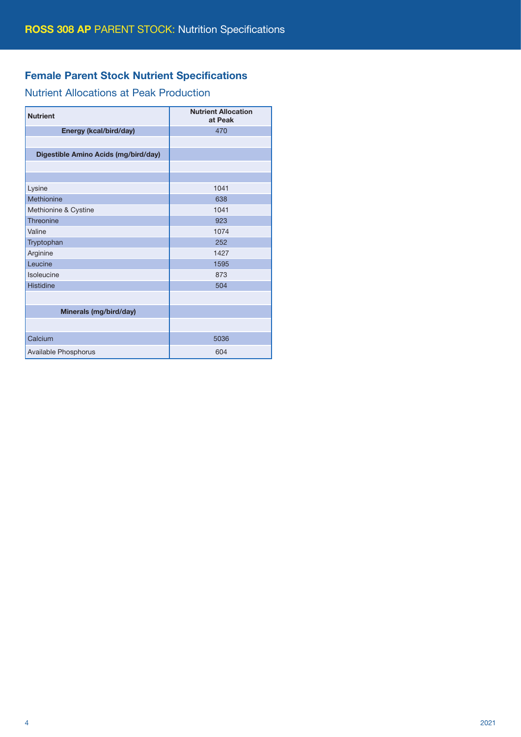## Female Parent Stock Nutrient Specifications

### Nutrient Allocations at Peak Production

| Nutrient | Nutrient Allocation at Peak |
|---|---|
| **Energy (kcal/bird/day)** | 470 |
| | |
| **Digestible Amino Acids (mg/bird/day)** | |
| | |
| | |
| Lysine | 1041 |
| Methionine | 638 |
| Methionine & Cystine | 1041 |
| Threonine | 923 |
| Valine | 1074 |
| Tryptophan | 252 |
| Arginine | 1427 |
| Leucine | 1595 |
| Isoleucine | 873 |
| Histidine | 504 |
| | |
| **Minerals (mg/bird/day)** | |
| | |
| Calcium | 5036 |
| Available Phosphorus | 604 |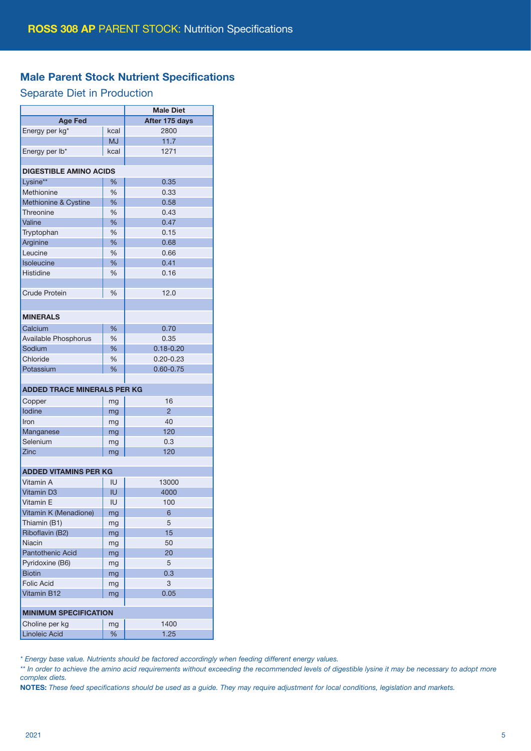# ROSS 308 AP PARENT STOCK: Nutrition Specifications

## Male Parent Stock Nutrient Specifications

### Separate Diet in Production

| | | Male Diet |
|---|---|---|
| **Age Fed** | | **After 175 days** |
| Energy per kg* | kcal | 2800 |
| | MJ | 11.7 |
| Energy per lb* | kcal | 1271 |
| | | |
| **DIGESTIBLE AMINO ACIDS** | | |
| Lysine** | % | 0.35 |
| Methionine | % | 0.33 |
| Methionine & Cystine | % | 0.58 |
| Threonine | % | 0.43 |
| Valine | % | 0.47 |
| Tryptophan | % | 0.15 |
| Arginine | % | 0.68 |
| Leucine | % | 0.66 |
| Isoleucine | % | 0.41 |
| Histidine | % | 0.16 |
| | | |
| Crude Protein | % | 12.0 |
| | | |
| **MINERALS** | | |
| Calcium | % | 0.70 |
| Available Phosphorus | % | 0.35 |
| Sodium | % | 0.18-0.20 |
| Chloride | % | 0.20-0.23 |
| Potassium | % | 0.60-0.75 |
| | | |
| **ADDED TRACE MINERALS PER KG** | | |
| Copper | mg | 16 |
| Iodine | mg | 2 |
| Iron | mg | 40 |
| Manganese | mg | 120 |
| Selenium | mg | 0.3 |
| Zinc | mg | 120 |
| | | |
| **ADDED VITAMINS PER KG** | | |
| Vitamin A | IU | 13000 |
| Vitamin D3 | IU | 4000 |
| Vitamin E | IU | 100 |
| Vitamin K (Menadione) | mg | 6 |
| Thiamin (B1) | mg | 5 |
| Riboflavin (B2) | mg | 15 |
| Niacin | mg | 50 |
| Pantothenic Acid | mg | 20 |
| Pyridoxine (B6) | mg | 5 |
| Biotin | mg | 0.3 |
| Folic Acid | mg | 3 |
| Vitamin B12 | mg | 0.05 |
| | | |
| **MINIMUM SPECIFICATION** | | |
| Choline per kg | mg | 1400 |
| Linoleic Acid | % | 1.25 |

*\* Energy base value. Nutrients should be factored accordingly when feeding different energy values.*

*\*\* In order to achieve the amino acid requirements without exceeding the recommended levels of digestible lysine it may be necessary to adopt more complex diets.*

**NOTES:** *These feed specifications should be used as a guide. They may require adjustment for local conditions, legislation and markets.*

2021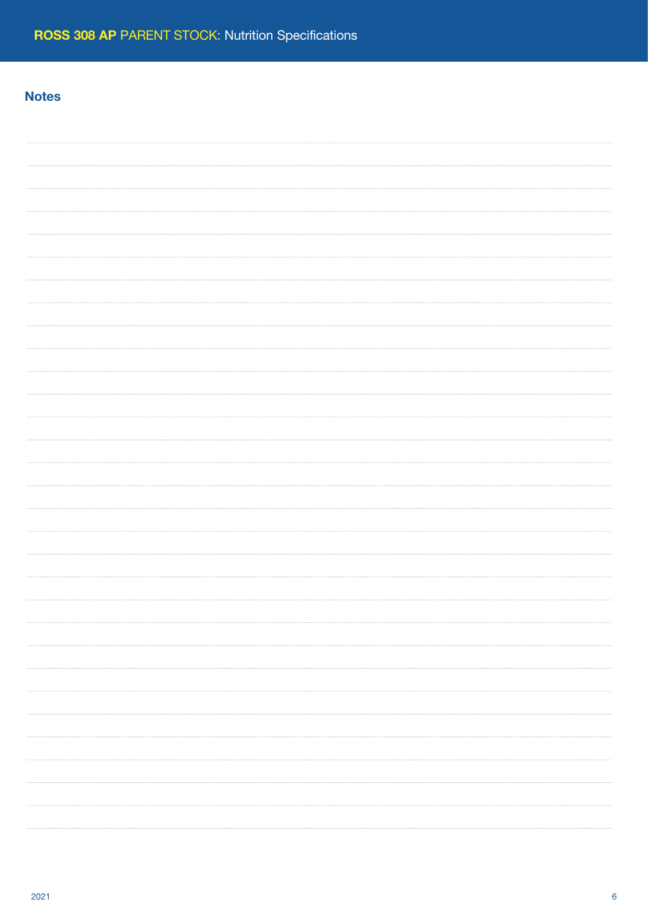## Notes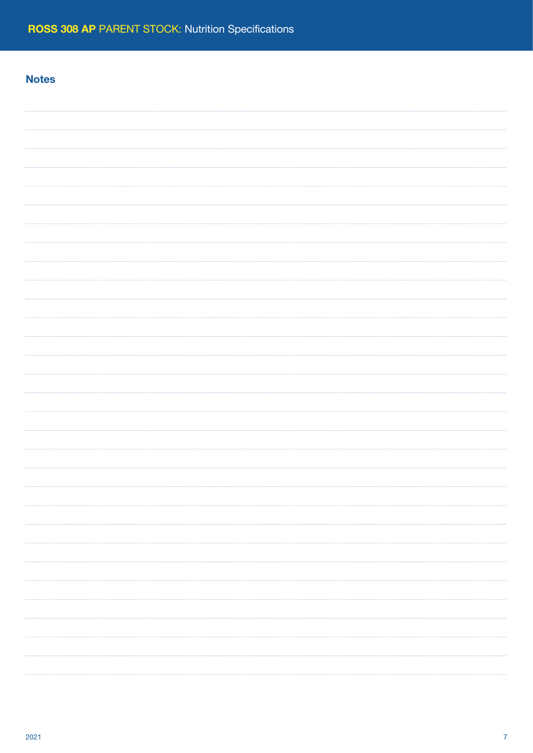## Notes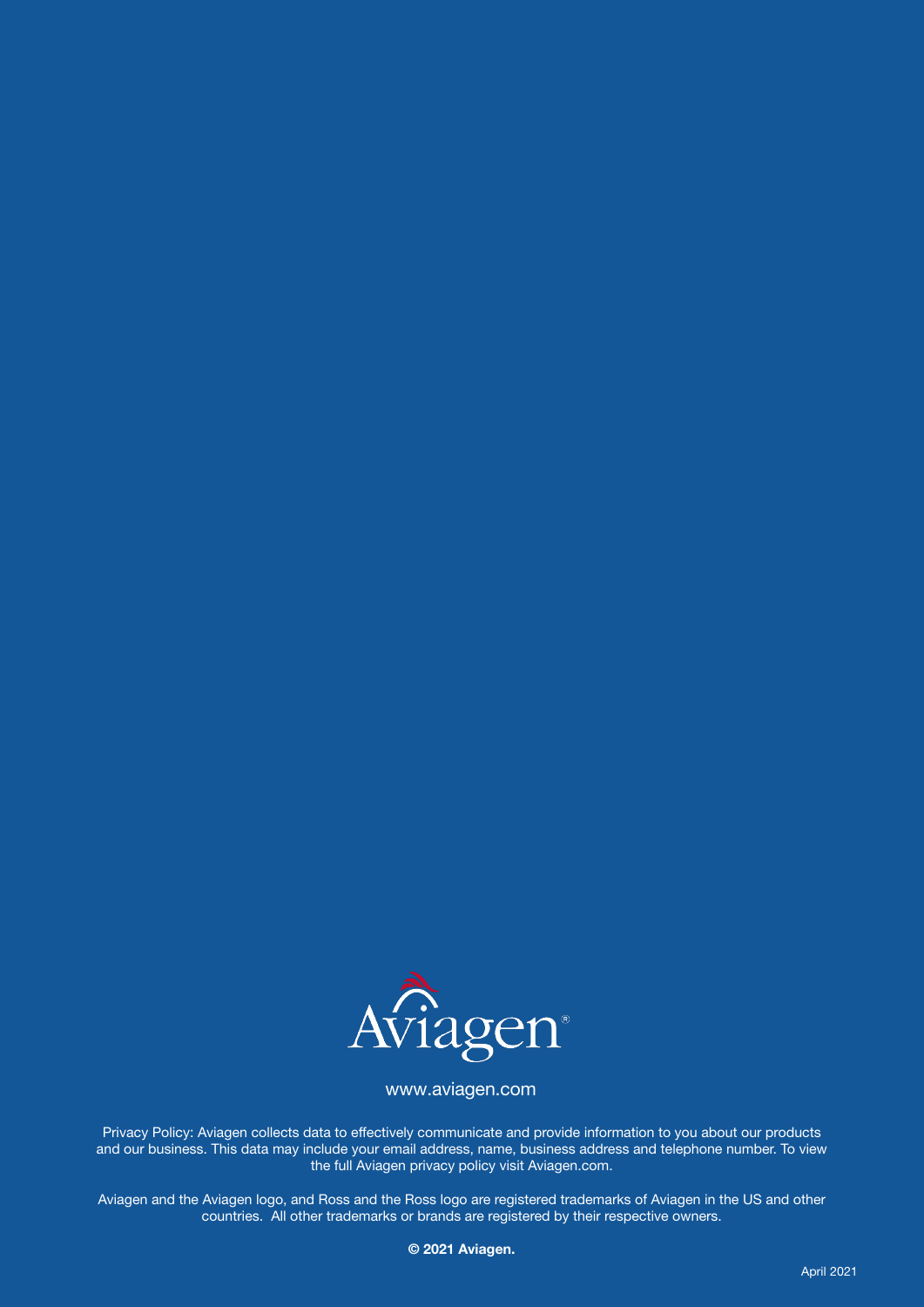Aviagen®

www.aviagen.com

Privacy Policy: Aviagen collects data to effectively communicate and provide information to you about our products and our business. This data may include your email address, name, business address and telephone number. To view the full Aviagen privacy policy visit Aviagen.com.

Aviagen and the Aviagen logo, and Ross and the Ross logo are registered trademarks of Aviagen in the US and other countries. All other trademarks or brands are registered by their respective owners.

**© 2021 Aviagen.**

April 2021